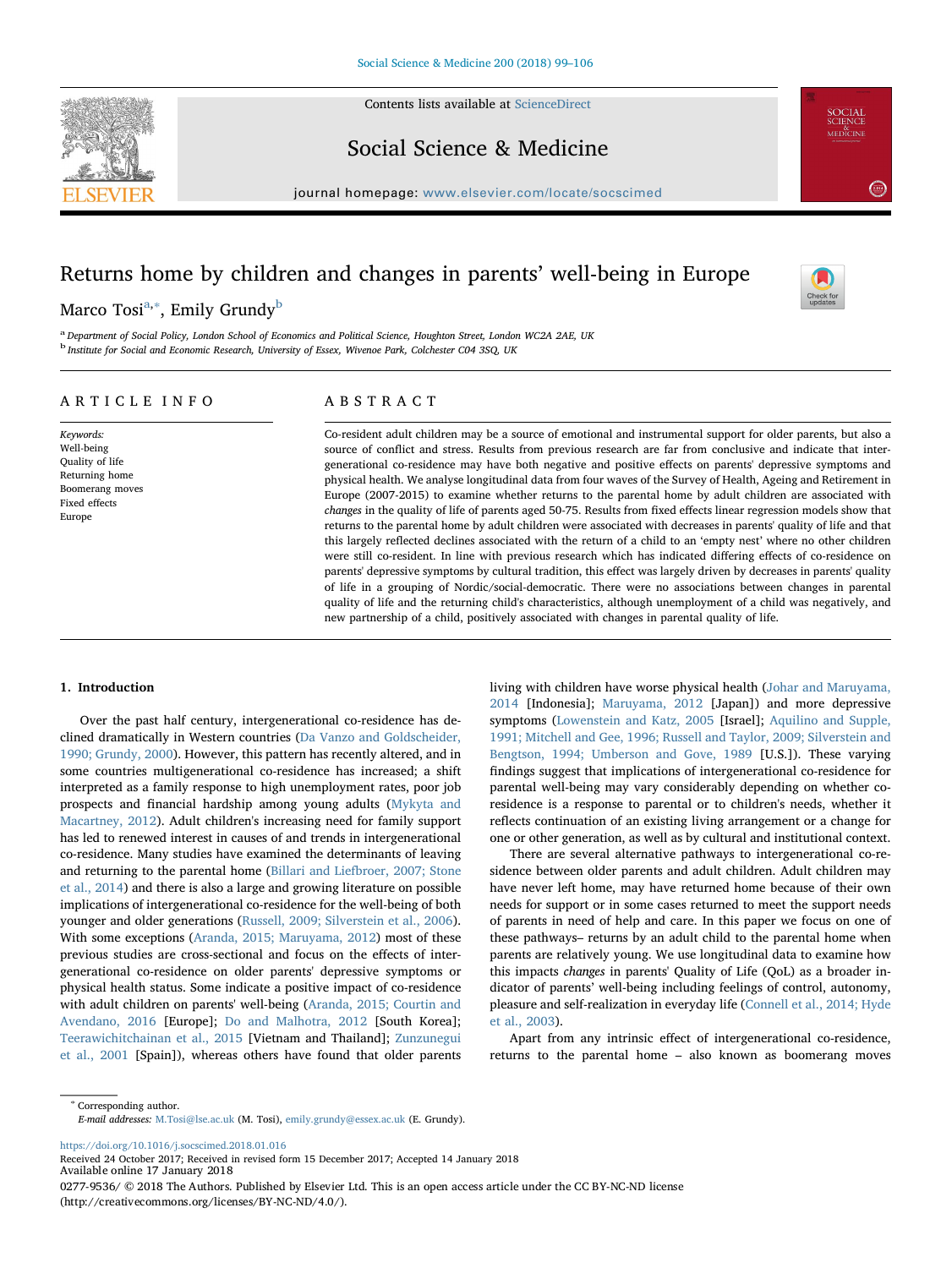# Returns home by children and changes in parents' well-being in Europe

Marco Tosi[a,*], Emily Grundy[b]

[a] Department of Social Policy, London School of Economics and Political Science, Houghton Street, London WC2A 2AE, UK

[b] Institute for Social and Economic Research, University of Essex, Wivenoe Park, Colchester C04 3SQ, UK

## ARTICLE INFO

*Keywords:*
Well-being
Quality of life
Returning home
Boomerang moves
Fixed effects
Europe

## ABSTRACT

Co-resident adult children may be a source of emotional and instrumental support for older parents, but also a source of conflict and stress. Results from previous research are far from conclusive and indicate that intergenerational co-residence may have both negative and positive effects on parents' depressive symptoms and physical health. We analyse longitudinal data from four waves of the Survey of Health, Ageing and Retirement in Europe (2007-2015) to examine whether returns to the parental home by adult children are associated with *changes* in the quality of life of parents aged 50-75. Results from fixed effects linear regression models show that returns to the parental home by adult children were associated with decreases in parents' quality of life and that this largely reflected declines associated with the return of a child to an 'empty nest' where no other children were still co-resident. In line with previous research which has indicated differing effects of co-residence on parents' depressive symptoms by cultural tradition, this effect was largely driven by decreases in parents' quality of life in a grouping of Nordic/social-democratic. There were no associations between changes in parental quality of life and the returning child's characteristics, although unemployment of a child was negatively, and new partnership of a child, positively associated with changes in parental quality of life.

## 1. Introduction

Over the past half century, intergenerational co-residence has declined dramatically in Western countries (Da Vanzo and Goldscheider, 1990; Grundy, 2000). However, this pattern has recently altered, and in some countries multigenerational co-residence has increased; a shift interpreted as a family response to high unemployment rates, poor job prospects and financial hardship among young adults (Mykyta and Macartney, 2012). Adult children's increasing need for family support has led to renewed interest in causes of and trends in intergenerational co-residence. Many studies have examined the determinants of leaving and returning to the parental home (Billari and Liefbroer, 2007; Stone et al., 2014) and there is also a large and growing literature on possible implications of intergenerational co-residence for the well-being of both younger and older generations (Russell, 2009; Silverstein et al., 2006). With some exceptions (Aranda, 2015; Maruyama, 2012) most of these previous studies are cross-sectional and focus on the effects of intergenerational co-residence on older parents' depressive symptoms or physical health status. Some indicate a positive impact of co-residence with adult children on parents' well-being (Aranda, 2015; Courtin and Avendano, 2016 [Europe]; Do and Malhotra, 2012 [South Korea]; Teerawichitchainan et al., 2015 [Vietnam and Thailand]; Zunzunegui et al., 2001 [Spain]), whereas others have found that older parents living with children have worse physical health (Johar and Maruyama, 2014 [Indonesia]; Maruyama, 2012 [Japan]) and more depressive symptoms (Lowenstein and Katz, 2005 [Israel]; Aquilino and Supple, 1991; Mitchell and Gee, 1996; Russell and Taylor, 2009; Silverstein and Bengtson, 1994; Umberson and Gove, 1989 [U.S.]). These varying findings suggest that implications of intergenerational co-residence for parental well-being may vary considerably depending on whether co-residence is a response to parental or to children's needs, whether it reflects continuation of an existing living arrangement or a change for one or other generation, as well as by cultural and institutional context.

There are several alternative pathways to intergenerational co-residence between older parents and adult children. Adult children may have never left home, may have returned home because of their own needs for support or in some cases returned to meet the support needs of parents in need of help and care. In this paper we focus on one of these pathways– returns by an adult child to the parental home when parents are relatively young. We use longitudinal data to examine how this impacts *changes* in parents' Quality of Life (QoL) as a broader indicator of parents' well-being including feelings of control, autonomy, pleasure and self-realization in everyday life (Connell et al., 2014; Hyde et al., 2003).

Apart from any intrinsic effect of intergenerational co-residence, returns to the parental home – also known as boomerang moves

---

* Corresponding author.
*E-mail addresses:* M.Tosi@lse.ac.uk (M. Tosi), emily.grundy@essex.ac.uk (E. Grundy).

https://doi.org/10.1016/j.socscimed.2018.01.016
Received 24 October 2017; Received in revised form 15 December 2017; Accepted 14 January 2018
Available online 17 January 2018
0277-9536/ © 2018 The Authors. Published by Elsevier Ltd. This is an open access article under the CC BY-NC-ND license (http://creativecommons.org/licenses/BY-NC-ND/4.0/).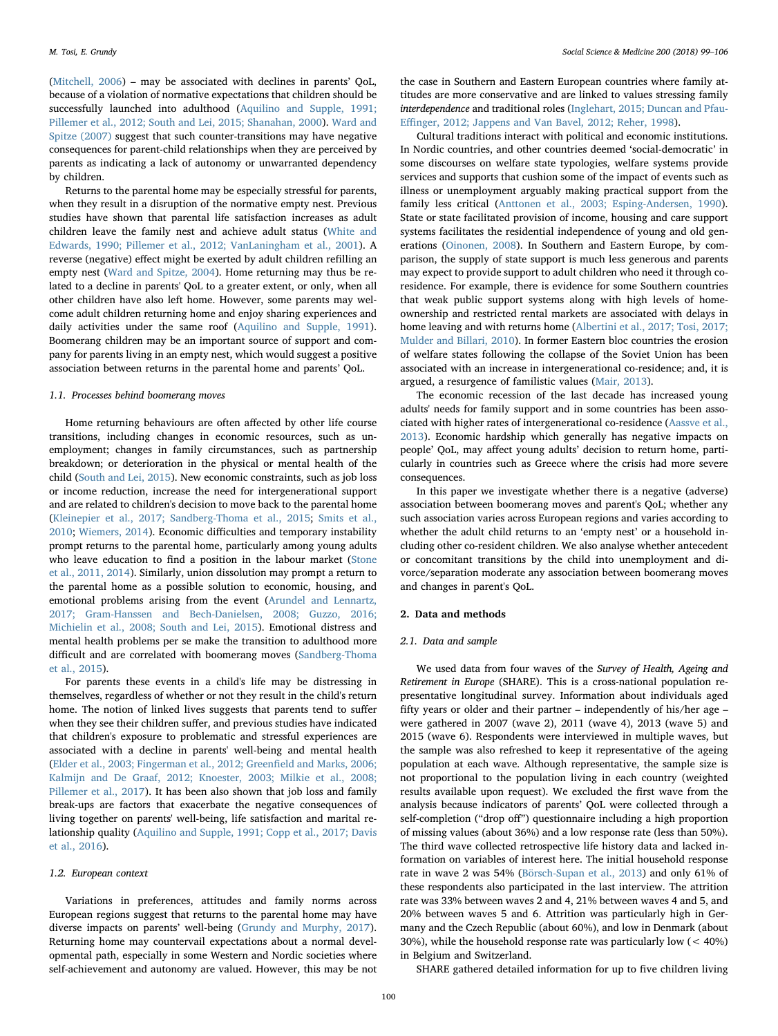(Mitchell, 2006) – may be associated with declines in parents' QoL, because of a violation of normative expectations that children should be successfully launched into adulthood (Aquilino and Supple, 1991; Pillemer et al., 2012; South and Lei, 2015; Shanahan, 2000). Ward and Spitze (2007) suggest that such counter-transitions may have negative consequences for parent-child relationships when they are perceived by parents as indicating a lack of autonomy or unwarranted dependency by children.

Returns to the parental home may be especially stressful for parents, when they result in a disruption of the normative empty nest. Previous studies have shown that parental life satisfaction increases as adult children leave the family nest and achieve adult status (White and Edwards, 1990; Pillemer et al., 2012; VanLaningham et al., 2001). A reverse (negative) effect might be exerted by adult children refilling an empty nest (Ward and Spitze, 2004). Home returning may thus be related to a decline in parents' QoL to a greater extent, or only, when all other children have also left home. However, some parents may welcome adult children returning home and enjoy sharing experiences and daily activities under the same roof (Aquilino and Supple, 1991). Boomerang children may be an important source of support and company for parents living in an empty nest, which would suggest a positive association between returns in the parental home and parents' QoL.

### 1.1. Processes behind boomerang moves

Home returning behaviours are often affected by other life course transitions, including changes in economic resources, such as unemployment; changes in family circumstances, such as partnership breakdown; or deterioration in the physical or mental health of the child (South and Lei, 2015). New economic constraints, such as job loss or income reduction, increase the need for intergenerational support and are related to children's decision to move back to the parental home (Kleinepier et al., 2017; Sandberg-Thoma et al., 2015; Smits et al., 2010; Wiemers, 2014). Economic difficulties and temporary instability prompt returns to the parental home, particularly among young adults who leave education to find a position in the labour market (Stone et al., 2011, 2014). Similarly, union dissolution may prompt a return to the parental home as a possible solution to economic, housing, and emotional problems arising from the event (Arundel and Lennartz, 2017; Gram-Hanssen and Bech-Danielsen, 2008; Guzzo, 2016; Michielin et al., 2008; South and Lei, 2015). Emotional distress and mental health problems per se make the transition to adulthood more difficult and are correlated with boomerang moves (Sandberg-Thoma et al., 2015).

For parents these events in a child's life may be distressing in themselves, regardless of whether or not they result in the child's return home. The notion of linked lives suggests that parents tend to suffer when they see their children suffer, and previous studies have indicated that children's exposure to problematic and stressful experiences are associated with a decline in parents' well-being and mental health (Elder et al., 2003; Fingerman et al., 2012; Greenfield and Marks, 2006; Kalmijn and De Graaf, 2012; Knoester, 2003; Milkie et al., 2008; Pillemer et al., 2017). It has been also shown that job loss and family break-ups are factors that exacerbate the negative consequences of living together on parents' well-being, life satisfaction and marital relationship quality (Aquilino and Supple, 1991; Copp et al., 2017; Davis et al., 2016).

### 1.2. European context

Variations in preferences, attitudes and family norms across European regions suggest that returns to the parental home may have diverse impacts on parents' well-being (Grundy and Murphy, 2017). Returning home may countervail expectations about a normal developmental path, especially in some Western and Nordic societies where self-achievement and autonomy are valued. However, this may be not the case in Southern and Eastern European countries where family attitudes are more conservative and are linked to values stressing family *interdependence* and traditional roles (Inglehart, 2015; Duncan and Pfau-Effinger, 2012; Jappens and Van Bavel, 2012; Reher, 1998).

Cultural traditions interact with political and economic institutions. In Nordic countries, and other countries deemed 'social-democratic' in some discourses on welfare state typologies, welfare systems provide services and supports that cushion some of the impact of events such as illness or unemployment arguably making practical support from the family less critical (Anttonen et al., 2003; Esping-Andersen, 1990). State or state facilitated provision of income, housing and care support systems facilitates the residential independence of young and old generations (Oinonen, 2008). In Southern and Eastern Europe, by comparison, the supply of state support is much less generous and parents may expect to provide support to adult children who need it through co-residence. For example, there is evidence for some Southern countries that weak public support systems along with high levels of home-ownership and restricted rental markets are associated with delays in home leaving and with returns home (Albertini et al., 2017; Tosi, 2017; Mulder and Billari, 2010). In former Eastern bloc countries the erosion of welfare states following the collapse of the Soviet Union has been associated with an increase in intergenerational co-residence; and, it is argued, a resurgence of familistic values (Mair, 2013).

The economic recession of the last decade has increased young adults' needs for family support and in some countries has been associated with higher rates of intergenerational co-residence (Aassve et al., 2013). Economic hardship which generally has negative impacts on people' QoL, may affect young adults' decision to return home, particularly in countries such as Greece where the crisis had more severe consequences.

In this paper we investigate whether there is a negative (adverse) association between boomerang moves and parent's QoL; whether any such association varies across European regions and varies according to whether the adult child returns to an 'empty nest' or a household including other co-resident children. We also analyse whether antecedent or concomitant transitions by the child into unemployment and divorce/separation moderate any association between boomerang moves and changes in parent's QoL.

## 2. Data and methods

### 2.1. Data and sample

We used data from four waves of the *Survey of Health, Ageing and Retirement in Europe* (SHARE). This is a cross-national population representative longitudinal survey. Information about individuals aged fifty years or older and their partner – independently of his/her age – were gathered in 2007 (wave 2), 2011 (wave 4), 2013 (wave 5) and 2015 (wave 6). Respondents were interviewed in multiple waves, but the sample was also refreshed to keep it representative of the ageing population at each wave. Although representative, the sample size is not proportional to the population living in each country (weighted results available upon request). We excluded the first wave from the analysis because indicators of parents' QoL were collected through a self-completion ("drop off") questionnaire including a high proportion of missing values (about 36%) and a low response rate (less than 50%). The third wave collected retrospective life history data and lacked information on variables of interest here. The initial household response rate in wave 2 was 54% (Börsch-Supan et al., 2013) and only 61% of these respondents also participated in the last interview. The attrition rate was 33% between waves 2 and 4, 21% between waves 4 and 5, and 20% between waves 5 and 6. Attrition was particularly high in Germany and the Czech Republic (about 60%), and low in Denmark (about 30%), while the household response rate was particularly low (< 40%) in Belgium and Switzerland.

SHARE gathered detailed information for up to five children living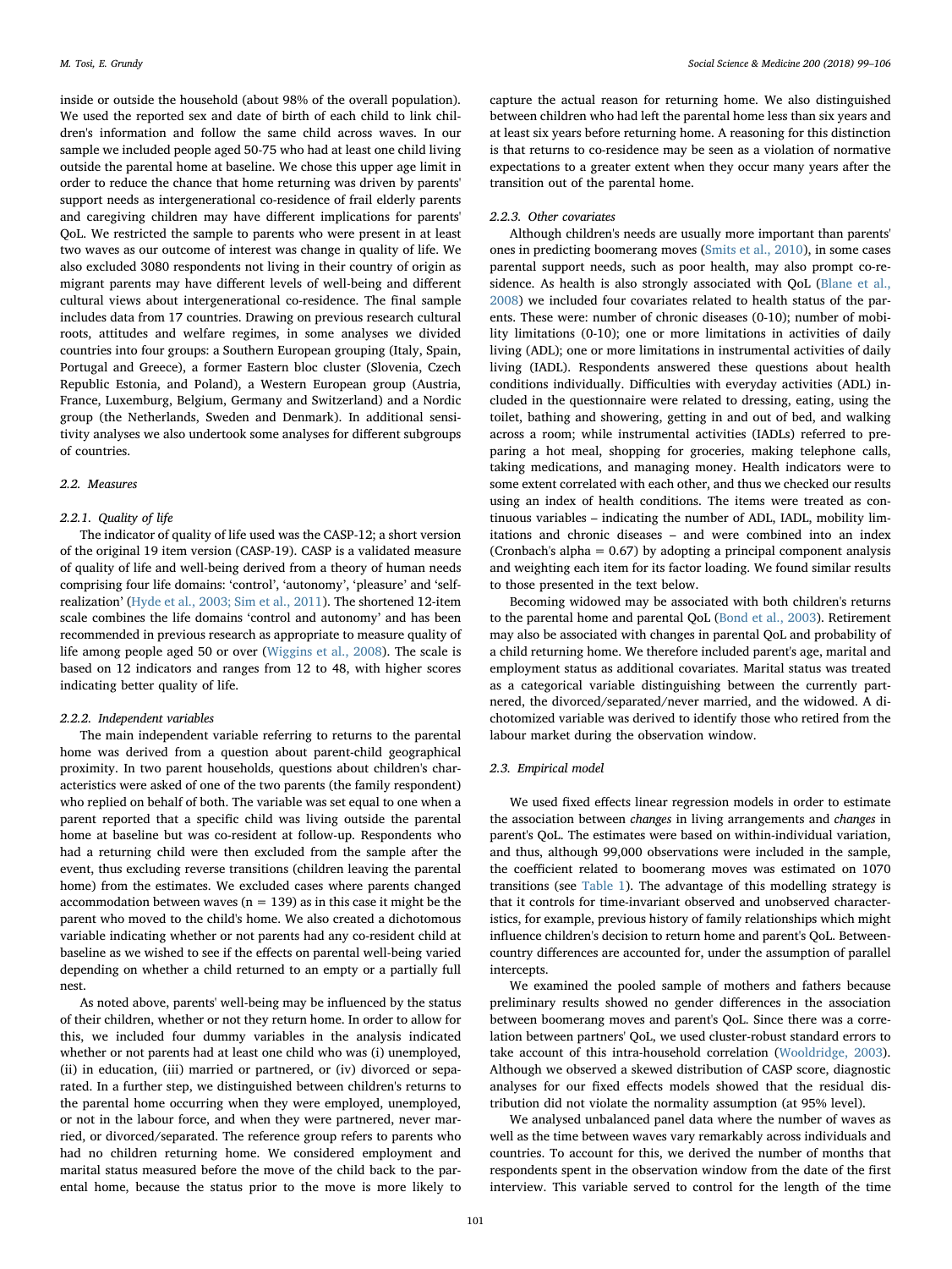inside or outside the household (about 98% of the overall population). We used the reported sex and date of birth of each child to link children's information and follow the same child across waves. In our sample we included people aged 50-75 who had at least one child living outside the parental home at baseline. We chose this upper age limit in order to reduce the chance that home returning was driven by parents' support needs as intergenerational co-residence of frail elderly parents and caregiving children may have different implications for parents' QoL. We restricted the sample to parents who were present in at least two waves as our outcome of interest was change in quality of life. We also excluded 3080 respondents not living in their country of origin as migrant parents may have different levels of well-being and different cultural views about intergenerational co-residence. The final sample includes data from 17 countries. Drawing on previous research cultural roots, attitudes and welfare regimes, in some analyses we divided countries into four groups: a Southern European grouping (Italy, Spain, Portugal and Greece), a former Eastern bloc cluster (Slovenia, Czech Republic Estonia, and Poland), a Western European group (Austria, France, Luxemburg, Belgium, Germany and Switzerland) and a Nordic group (the Netherlands, Sweden and Denmark). In additional sensitivity analyses we also undertook some analyses for different subgroups of countries.

## 2.2. Measures

### 2.2.1. Quality of life

The indicator of quality of life used was the CASP-12; a short version of the original 19 item version (CASP-19). CASP is a validated measure of quality of life and well-being derived from a theory of human needs comprising four life domains: 'control', 'autonomy', 'pleasure' and 'self-realization' (Hyde et al., 2003; Sim et al., 2011). The shortened 12-item scale combines the life domains 'control and autonomy' and has been recommended in previous research as appropriate to measure quality of life among people aged 50 or over (Wiggins et al., 2008). The scale is based on 12 indicators and ranges from 12 to 48, with higher scores indicating better quality of life.

### 2.2.2. Independent variables

The main independent variable referring to returns to the parental home was derived from a question about parent-child geographical proximity. In two parent households, questions about children's characteristics were asked of one of the two parents (the family respondent) who replied on behalf of both. The variable was set equal to one when a parent reported that a specific child was living outside the parental home at baseline but was co-resident at follow-up. Respondents who had a returning child were then excluded from the sample after the event, thus excluding reverse transitions (children leaving the parental home) from the estimates. We excluded cases where parents changed accommodation between waves (n = 139) as in this case it might be the parent who moved to the child's home. We also created a dichotomous variable indicating whether or not parents had any co-resident child at baseline as we wished to see if the effects on parental well-being varied depending on whether a child returned to an empty or a partially full nest.

As noted above, parents' well-being may be influenced by the status of their children, whether or not they return home. In order to allow for this, we included four dummy variables in the analysis indicated whether or not parents had at least one child who was (i) unemployed, (ii) in education, (iii) married or partnered, or (iv) divorced or separated. In a further step, we distinguished between children's returns to the parental home occurring when they were employed, unemployed, or not in the labour force, and when they were partnered, never married, or divorced/separated. The reference group refers to parents who had no children returning home. We considered employment and marital status measured before the move of the child back to the parental home, because the status prior to the move is more likely to capture the actual reason for returning home. We also distinguished between children who had left the parental home less than six years and at least six years before returning home. A reasoning for this distinction is that returns to co-residence may be seen as a violation of normative expectations to a greater extent when they occur many years after the transition out of the parental home.

### 2.2.3. Other covariates

Although children's needs are usually more important than parents' ones in predicting boomerang moves (Smits et al., 2010), in some cases parental support needs, such as poor health, may also prompt co-residence. As health is also strongly associated with QoL (Blane et al., 2008) we included four covariates related to health status of the parents. These were: number of chronic diseases (0-10); number of mobility limitations (0-10); one or more limitations in activities of daily living (ADL); one or more limitations in instrumental activities of daily living (IADL). Respondents answered these questions about health conditions individually. Difficulties with everyday activities (ADL) included in the questionnaire were related to dressing, eating, using the toilet, bathing and showering, getting in and out of bed, and walking across a room; while instrumental activities (IADLs) referred to preparing a hot meal, shopping for groceries, making telephone calls, taking medications, and managing money. Health indicators were to some extent correlated with each other, and thus we checked our results using an index of health conditions. The items were treated as continuous variables – indicating the number of ADL, IADL, mobility limitations and chronic diseases – and were combined into an index (Cronbach's alpha = 0.67) by adopting a principal component analysis and weighting each item for its factor loading. We found similar results to those presented in the text below.

Becoming widowed may be associated with both children's returns to the parental home and parental QoL (Bond et al., 2003). Retirement may also be associated with changes in parental QoL and probability of a child returning home. We therefore included parent's age, marital and employment status as additional covariates. Marital status was treated as a categorical variable distinguishing between the currently partnered, the divorced/separated/never married, and the widowed. A dichotomized variable was derived to identify those who retired from the labour market during the observation window.

## 2.3. Empirical model

We used fixed effects linear regression models in order to estimate the association between *changes* in living arrangements and *changes* in parent's QoL. The estimates were based on within-individual variation, and thus, although 99,000 observations were included in the sample, the coefficient related to boomerang moves was estimated on 1070 transitions (see Table 1). The advantage of this modelling strategy is that it controls for time-invariant observed and unobserved characteristics, for example, previous history of family relationships which might influence children's decision to return home and parent's QoL. Between-country differences are accounted for, under the assumption of parallel intercepts.

We examined the pooled sample of mothers and fathers because preliminary results showed no gender differences in the association between boomerang moves and parent's QoL. Since there was a correlation between partners' QoL, we used cluster-robust standard errors to take account of this intra-household correlation (Wooldridge, 2003). Although we observed a skewed distribution of CASP score, diagnostic analyses for our fixed effects models showed that the residual distribution did not violate the normality assumption (at 95% level).

We analysed unbalanced panel data where the number of waves as well as the time between waves vary remarkably across individuals and countries. To account for this, we derived the number of months that respondents spent in the observation window from the date of the first interview. This variable served to control for the length of the time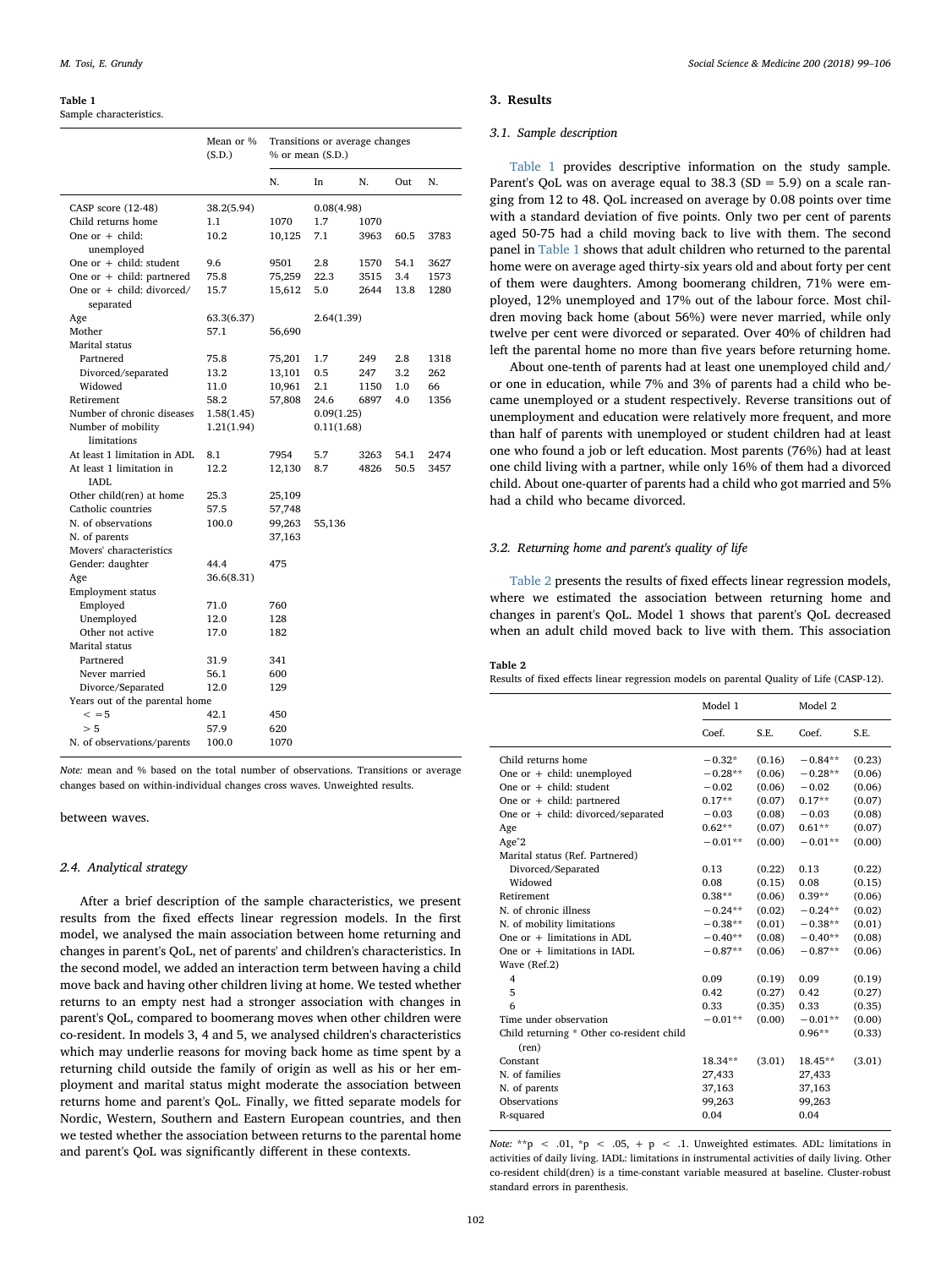**Table 1**
Sample characteristics.

| | Mean or % (S.D.) | Transitions or average changes % or mean (S.D.) | | | | |
|---|---|---|---|---|---|---|
| | | N. | In | N. | Out | N. |
| CASP score (12-48) | 38.2(5.94) | | 0.08(4.98) | | | |
| Child returns home | 1.1 | 1070 | 1.7 | 1070 | | |
| One or + child: unemployed | 10.2 | 10,125 | 7.1 | 3963 | 60.5 | 3783 |
| One or + child: student | 9.6 | 9501 | 2.8 | 1570 | 54.1 | 3627 |
| One or + child: partnered | 75.8 | 75,259 | 22.3 | 3515 | 3.4 | 1573 |
| One or + child: divorced/separated | 15.7 | 15,612 | 5.0 | 2644 | 13.8 | 1280 |
| Age | 63.3(6.37) | | 2.64(1.39) | | | |
| Mother | 57.1 | 56,690 | | | | |
| Marital status | | | | | | |
| Partnered | 75.8 | 75,201 | 1.7 | 249 | 2.8 | 1318 |
| Divorced/separated | 13.2 | 13,101 | 0.5 | 247 | 3.2 | 262 |
| Widowed | 11.0 | 10,961 | 2.1 | 1150 | 1.0 | 66 |
| Retirement | 58.2 | 57,808 | 24.6 | 6897 | 4.0 | 1356 |
| Number of chronic diseases | 1.58(1.45) | | 0.09(1.25) | | | |
| Number of mobility limitations | 1.21(1.94) | | 0.11(1.68) | | | |
| At least 1 limitation in ADL | 8.1 | 7954 | 5.7 | 3263 | 54.1 | 2474 |
| At least 1 limitation in IADL | 12.2 | 12,130 | 8.7 | 4826 | 50.5 | 3457 |
| Other child(ren) at home | 25.3 | 25,109 | | | | |
| Catholic countries | 57.5 | 57,748 | | | | |
| N. of observations | 100.0 | 99,263 | 55,136 | | | |
| N. of parents | | 37,163 | | | | |
| Movers' characteristics | | | | | | |
| Gender: daughter | 44.4 | 475 | | | | |
| Age | 36.6(8.31) | | | | | |
| Employment status | | | | | | |
| Employed | 71.0 | 760 | | | | |
| Unemployed | 12.0 | 128 | | | | |
| Other not active | 17.0 | 182 | | | | |
| Marital status | | | | | | |
| Partnered | 31.9 | 341 | | | | |
| Never married | 56.1 | 600 | | | | |
| Divorce/Separated | 12.0 | 129 | | | | |
| Years out of the parental home | | | | | | |
| < =5 | 42.1 | 450 | | | | |
| > 5 | 57.9 | 620 | | | | |
| N. of observations/parents | 100.0 | 1070 | | | | |

*Note:* mean and % based on the total number of observations. Transitions or average changes based on within-individual changes cross waves. Unweighted results.

between waves.

### 2.4. Analytical strategy

After a brief description of the sample characteristics, we present results from the fixed effects linear regression models. In the first model, we analysed the main association between home returning and changes in parent's QoL, net of parents' and children's characteristics. In the second model, we added an interaction term between having a child move back and having other children living at home. We tested whether returns to an empty nest had a stronger association with changes in parent's QoL, compared to boomerang moves when other children were co-resident. In models 3, 4 and 5, we analysed children's characteristics which may underlie reasons for moving back home as time spent by a returning child outside the family of origin as well as his or her employment and marital status might moderate the association between returns home and parent's QoL. Finally, we fitted separate models for Nordic, Western, Southern and Eastern European countries, and then we tested whether the association between returns to the parental home and parent's QoL was significantly different in these contexts.

## 3. Results

### 3.1. Sample description

Table 1 provides descriptive information on the study sample. Parent's QoL was on average equal to 38.3 (SD = 5.9) on a scale ranging from 12 to 48. QoL increased on average by 0.08 points over time with a standard deviation of five points. Only two per cent of parents aged 50-75 had a child moving back to live with them. The second panel in Table 1 shows that adult children who returned to the parental home were on average aged thirty-six years old and about forty per cent of them were daughters. Among boomerang children, 71% were employed, 12% unemployed and 17% out of the labour force. Most children moving back home (about 56%) were never married, while only twelve per cent were divorced or separated. Over 40% of children had left the parental home no more than five years before returning home.

About one-tenth of parents had at least one unemployed child and/or one in education, while 7% and 3% of parents had a child who became unemployed or a student respectively. Reverse transitions out of unemployment and education were relatively more frequent, and more than half of parents with unemployed or student children had at least one who found a job or left education. Most parents (76%) had at least one child living with a partner, while only 16% of them had a divorced child. About one-quarter of parents had a child who got married and 5% had a child who became divorced.

### 3.2. Returning home and parent's quality of life

Table 2 presents the results of fixed effects linear regression models, where we estimated the association between returning home and changes in parent's QoL. Model 1 shows that parent's QoL decreased when an adult child moved back to live with them. This association

**Table 2**
Results of fixed effects linear regression models on parental Quality of Life (CASP-12).

| | Model 1 | | Model 2 | |
|---|---|---|---|---|
| | Coef. | S.E. | Coef. | S.E. |
| Child returns home | −0.32* | (0.16) | −0.84** | (0.23) |
| One or + child: unemployed | −0.28** | (0.06) | −0.28** | (0.06) |
| One or + child: student | −0.02 | (0.06) | −0.02 | (0.06) |
| One or + child: partnered | 0.17** | (0.07) | 0.17** | (0.07) |
| One or + child: divorced/separated | −0.03 | (0.08) | −0.03 | (0.08) |
| Age | 0.62** | (0.07) | 0.61** | (0.07) |
| Age^2 | −0.01** | (0.00) | −0.01** | (0.00) |
| Marital status (Ref. Partnered) | | | | |
| Divorced/Separated | 0.13 | (0.22) | 0.13 | (0.22) |
| Widowed | 0.08 | (0.15) | 0.08 | (0.15) |
| Retirement | 0.38** | (0.06) | 0.39** | (0.06) |
| N. of chronic illness | −0.24** | (0.02) | −0.24** | (0.02) |
| N. of mobility limitations | −0.38** | (0.01) | −0.38** | (0.01) |
| One or + limitations in ADL | −0.40** | (0.08) | −0.40** | (0.08) |
| One or + limitations in IADL | −0.87** | (0.06) | −0.87** | (0.06) |
| Wave (Ref.2) | | | | |
| 4 | 0.09 | (0.19) | 0.09 | (0.19) |
| 5 | 0.42 | (0.27) | 0.42 | (0.27) |
| 6 | 0.33 | (0.35) | 0.33 | (0.35) |
| Time under observation | −0.01** | (0.00) | −0.01** | (0.00) |
| Child returning * Other co-resident child (ren) | | | 0.96** | (0.33) |
| Constant | 18.34** | (3.01) | 18.45** | (3.01) |
| N. of families | 27,433 | | 27,433 | |
| N. of parents | 37,163 | | 37,163 | |
| Observations | 99,263 | | 99,263 | |
| R-squared | 0.04 | | 0.04 | |

*Note:* **$p < .01$, *$p < .05$, + $p < .1$. Unweighted estimates. ADL: limitations in activities of daily living. IADL: limitations in instrumental activities of daily living. Other co-resident child(dren) is a time-constant variable measured at baseline. Cluster-robust standard errors in parenthesis.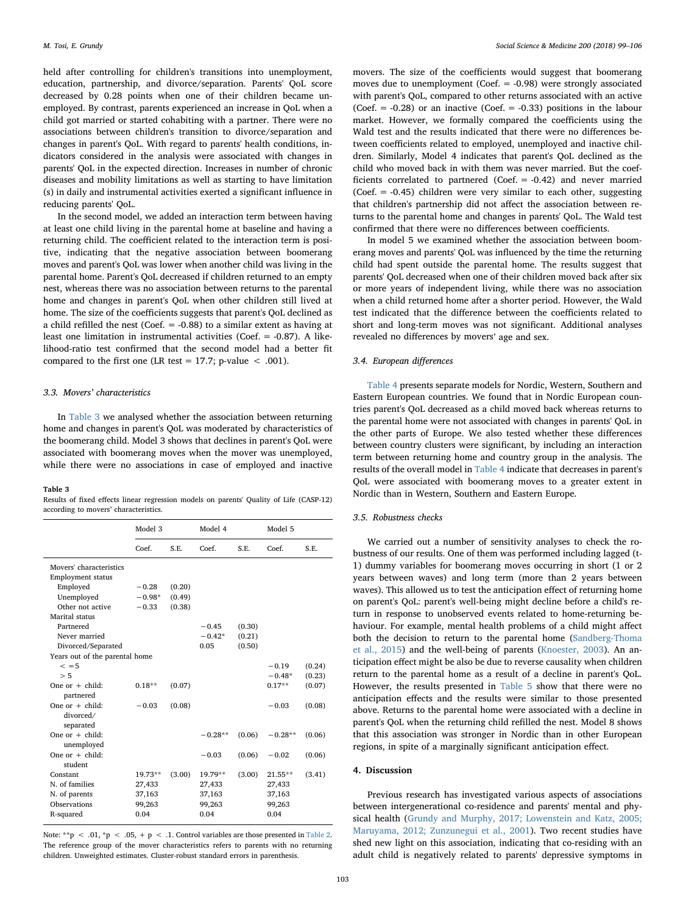held after controlling for children's transitions into unemployment, education, partnership, and divorce/separation. Parents' QoL score decreased by 0.28 points when one of their children became unemployed. By contrast, parents experienced an increase in QoL when a child got married or started cohabiting with a partner. There were no associations between children's transition to divorce/separation and changes in parent's QoL. With regard to parents' health conditions, indicators considered in the analysis were associated with changes in parents' QoL in the expected direction. Increases in number of chronic diseases and mobility limitations as well as starting to have limitation (s) in daily and instrumental activities exerted a significant influence in reducing parents' QoL.

In the second model, we added an interaction term between having at least one child living in the parental home at baseline and having a returning child. The coefficient related to the interaction term is positive, indicating that the negative association between boomerang moves and parent's QoL was lower when another child was living in the parental home. Parent's QoL decreased if children returned to an empty nest, whereas there was no association between returns to the parental home and changes in parent's QoL when other children still lived at home. The size of the coefficients suggests that parent's QoL declined as a child refilled the nest (Coef. = -0.88) to a similar extent as having at least one limitation in instrumental activities (Coef. = -0.87). A likelihood-ratio test confirmed that the second model had a better fit compared to the first one (LR test = 17.7; p-value < .001).

### 3.3. Movers' characteristics

In Table 3 we analysed whether the association between returning home and changes in parent's QoL was moderated by characteristics of the boomerang child. Model 3 shows that declines in parent's QoL were associated with boomerang moves when the mover was unemployed, while there were no associations in case of employed and inactive movers. The size of the coefficients would suggest that boomerang moves due to unemployment (Coef. = -0.98) were strongly associated with parent's QoL, compared to other returns associated with an active (Coef. = -0.28) or an inactive (Coef. = -0.33) positions in the labour market. However, we formally compared the coefficients using the Wald test and the results indicated that there were no differences between coefficients related to employed, unemployed and inactive children. Similarly, Model 4 indicates that parent's QoL declined as the child who moved back in with them was never married. But the coefficients correlated to partnered (Coef. = -0.42) and never married (Coef. = -0.45) children were very similar to each other, suggesting that children's partnership did not affect the association between returns to the parental home and changes in parents' QoL. The Wald test confirmed that there were no differences between coefficients.

In model 5 we examined whether the association between boomerang moves and parents' QoL was influenced by the time the returning child had spent outside the parental home. The results suggest that parents' QoL decreased when one of their children moved back after six or more years of independent living, while there was no association when a child returned home after a shorter period. However, the Wald test indicated that the difference between the coefficients related to short and long-term moves was not significant. Additional analyses revealed no differences by movers' age and sex.

**Table 3**
Results of fixed effects linear regression models on parents' Quality of Life (CASP-12) according to movers' characteristics.

| | Model 3 | | Model 4 | | Model 5 | |
|---|---|---|---|---|---|---|
| | Coef. | S.E. | Coef. | S.E. | Coef. | S.E. |
| Movers' characteristics | | | | | | |
| Employment status | | | | | | |
| Employed | −0.28 | (0.20) | | | | |
| Unemployed | −0.98* | (0.49) | | | | |
| Other not active | −0.33 | (0.38) | | | | |
| Marital status | | | | | | |
| Partnered | | | −0.45 | (0.30) | | |
| Never married | | | −0.42* | (0.21) | | |
| Divorced/Separated | | | 0.05 | (0.50) | | |
| Years out of the parental home | | | | | | |
| < =5 | | | | | −0.19 | (0.24) |
| > 5 | | | | | −0.48* | (0.23) |
| One or + child: partnered | 0.18** | (0.07) | | | 0.17** | (0.07) |
| One or + child: divorced/ separated | −0.03 | (0.08) | | | −0.03 | (0.08) |
| One or + child: unemployed | | | −0.28** | (0.06) | −0.28** | (0.06) |
| One or + child: student | | | −0.03 | (0.06) | −0.02 | (0.06) |
| Constant | 19.73** | (3.00) | 19.79** | (3.00) | 21.55** | (3.41) |
| N. of families | 27,433 | | 27,433 | | 27,433 | |
| N. of parents | 37,163 | | 37,163 | | 37,163 | |
| Observations | 99,263 | | 99,263 | | 99,263 | |
| R-squared | 0.04 | | 0.04 | | 0.04 | |

Note: **p < .01, *p < .05, + p < .1. Control variables are those presented in Table 2. The reference group of the mover characteristics refers to parents with no returning children. Unweighted estimates. Cluster-robust standard errors in parenthesis.

### 3.4. European differences

Table 4 presents separate models for Nordic, Western, Southern and Eastern European countries. We found that in Nordic European countries parent's QoL decreased as a child moved back whereas returns to the parental home were not associated with changes in parents' QoL in the other parts of Europe. We also tested whether these differences between country clusters were significant, by including an interaction term between returning home and country group in the analysis. The results of the overall model in Table 4 indicate that decreases in parent's QoL were associated with boomerang moves to a greater extent in Nordic than in Western, Southern and Eastern Europe.

### 3.5. Robustness checks

We carried out a number of sensitivity analyses to check the robustness of our results. One of them was performed including lagged (t-1) dummy variables for boomerang moves occurring in short (1 or 2 years between waves) and long term (more than 2 years between waves). This allowed us to test the anticipation effect of returning home on parent's QoL: parent's well-being might decline before a child's return in response to unobserved events related to home-returning behaviour. For example, mental health problems of a child might affect both the decision to return to the parental home (Sandberg-Thoma et al., 2015) and the well-being of parents (Knoester, 2003). An anticipation effect might be also be due to reverse causality when children return to the parental home as a result of a decline in parent's QoL. However, the results presented in Table 5 show that there were no anticipation effects and the results were similar to those presented above. Returns to the parental home were associated with a decline in parent's QoL when the returning child refilled the nest. Model 8 shows that this association was stronger in Nordic than in other European regions, in spite of a marginally significant anticipation effect.

## 4. Discussion

Previous research has investigated various aspects of associations between intergenerational co-residence and parents' mental and physical health (Grundy and Murphy, 2017; Lowenstein and Katz, 2005; Maruyama, 2012; Zunzunegui et al., 2001). Two recent studies have shed new light on this association, indicating that co-residing with an adult child is negatively related to parents' depressive symptoms in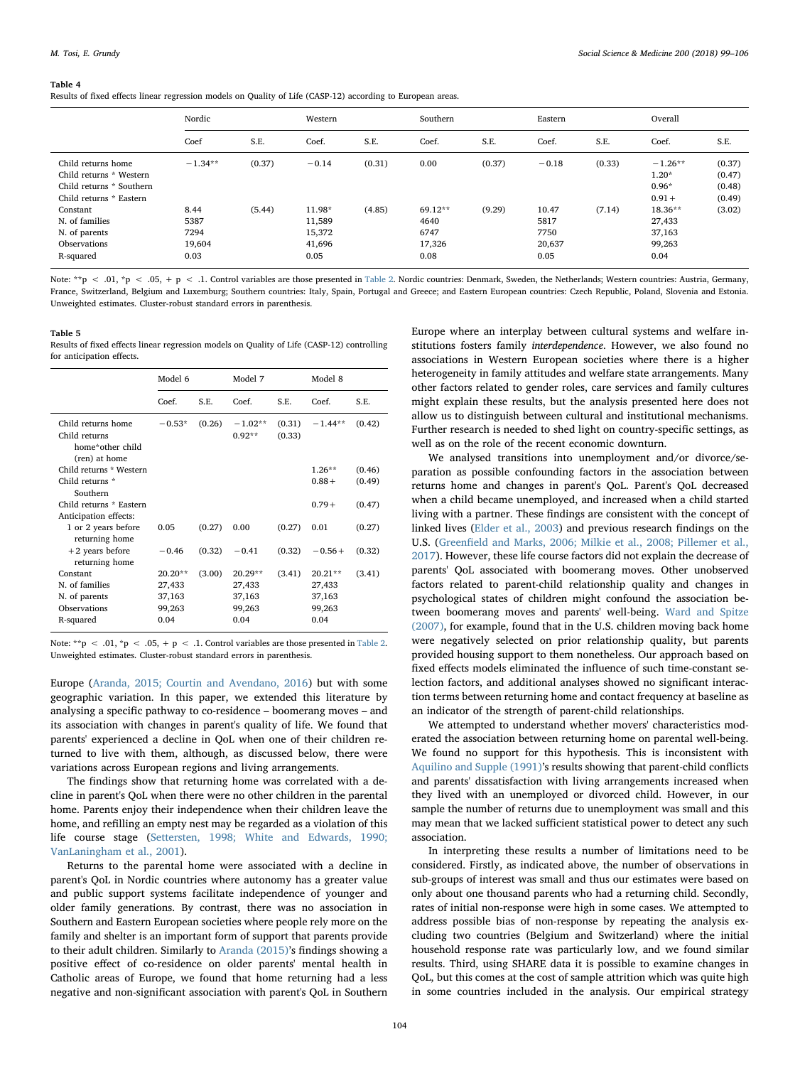**Table 4**
Results of fixed effects linear regression models on Quality of Life (CASP-12) according to European areas.

| | Nordic | | Western | | Southern | | Eastern | | Overall | |
|---|---|---|---|---|---|---|---|---|---|---|
| | Coef | S.E. | Coef. | S.E. | Coef. | S.E. | Coef. | S.E. | Coef. | S.E. |
| Child returns home | −1.34** | (0.37) | −0.14 | (0.31) | 0.00 | (0.37) | −0.18 | (0.33) | −1.26** | (0.37) |
| Child returns * Western | | | | | | | | | 1.20* | (0.47) |
| Child returns * Southern | | | | | | | | | 0.96* | (0.48) |
| Child returns * Eastern | | | | | | | | | 0.91+ | (0.49) |
| Constant | 8.44 | (5.44) | 11.98* | (4.85) | 69.12** | (9.29) | 10.47 | (7.14) | 18.36** | (3.02) |
| N. of families | 5387 | | 11,589 | | 4640 | | 5817 | | 27,433 | |
| N. of parents | 7294 | | 15,372 | | 6747 | | 7750 | | 37,163 | |
| Observations | 19,604 | | 41,696 | | 17,326 | | 20,637 | | 99,263 | |
| R-squared | 0.03 | | 0.05 | | 0.08 | | 0.05 | | 0.04 | |

Note: **p < .01, *p < .05, + p < .1. Control variables are those presented in Table 2. Nordic countries: Denmark, Sweden, the Netherlands; Western countries: Austria, Germany, France, Switzerland, Belgium and Luxemburg; Southern countries: Italy, Spain, Portugal and Greece; and Eastern European countries: Czech Republic, Poland, Slovenia and Estonia. Unweighted estimates. Cluster-robust standard errors in parenthesis.

**Table 5**
Results of fixed effects linear regression models on Quality of Life (CASP-12) controlling for anticipation effects.

| | Model 6 | | Model 7 | | Model 8 | |
|---|---|---|---|---|---|---|
| | Coef. | S.E. | Coef. | S.E. | Coef. | S.E. |
| Child returns home | −0.53* | (0.26) | −1.02** | (0.31) | −1.44** | (0.42) |
| Child returns home*other child (ren) at home | | | 0.92** | (0.33) | | |
| Child returns * Western | | | | | 1.26** | (0.46) |
| Child returns * Southern | | | | | 0.88+ | (0.49) |
| Child returns * Eastern | | | | | 0.79+ | (0.47) |
| Anticipation effects: | | | | | | |
| 1 or 2 years before returning home | 0.05 | (0.27) | 0.00 | (0.27) | 0.01 | (0.27) |
| +2 years before returning home | −0.46 | (0.32) | −0.41 | (0.32) | −0.56+ | (0.32) |
| Constant | 20.20** | (3.00) | 20.29** | (3.41) | 20.21** | (3.41) |
| N. of families | 27,433 | | 27,433 | | 27,433 | |
| N. of parents | 37,163 | | 37,163 | | 37,163 | |
| Observations | 99,263 | | 99,263 | | 99,263 | |
| R-squared | 0.04 | | 0.04 | | 0.04 | |

Note: **p < .01, *p < .05, + p < .1. Control variables are those presented in Table 2. Unweighted estimates. Cluster-robust standard errors in parenthesis.

Europe (Aranda, 2015; Courtin and Avendano, 2016) but with some geographic variation. In this paper, we extended this literature by analysing a specific pathway to co-residence – boomerang moves – and its association with changes in parent's quality of life. We found that parents' experienced a decline in QoL when one of their children returned to live with them, although, as discussed below, there were variations across European regions and living arrangements.

The findings show that returning home was correlated with a decline in parent's QoL when there were no other children in the parental home. Parents enjoy their independence when their children leave the home, and refilling an empty nest may be regarded as a violation of this life course stage (Settersten, 1998; White and Edwards, 1990; VanLaningham et al., 2001).

Returns to the parental home were associated with a decline in parent's QoL in Nordic countries where autonomy has a greater value and public support systems facilitate independence of younger and older family generations. By contrast, there was no association in Southern and Eastern European societies where people rely more on the family and shelter is an important form of support that parents provide to their adult children. Similarly to Aranda (2015)'s findings showing a positive effect of co-residence on older parents' mental health in Catholic areas of Europe, we found that home returning had a less negative and non-significant association with parent's QoL in Southern Europe where an interplay between cultural systems and welfare institutions fosters family *interdependence*. However, we also found no associations in Western European societies where there is a higher heterogeneity in family attitudes and welfare state arrangements. Many other factors related to gender roles, care services and family cultures might explain these results, but the analysis presented here does not allow us to distinguish between cultural and institutional mechanisms. Further research is needed to shed light on country-specific settings, as well as on the role of the recent economic downturn.

We analysed transitions into unemployment and/or divorce/separation as possible confounding factors in the association between returns home and changes in parent's QoL. Parent's QoL decreased when a child became unemployed, and increased when a child started living with a partner. These findings are consistent with the concept of linked lives (Elder et al., 2003) and previous research findings on the U.S. (Greenfield and Marks, 2006; Milkie et al., 2008; Pillemer et al., 2017). However, these life course factors did not explain the decrease of parents' QoL associated with boomerang moves. Other unobserved factors related to parent-child relationship quality and changes in psychological states of children might confound the association between boomerang moves and parents' well-being. Ward and Spitze (2007), for example, found that in the U.S. children moving back home were negatively selected on prior relationship quality, but parents provided housing support to them nonetheless. Our approach based on fixed effects models eliminated the influence of such time-constant selection factors, and additional analyses showed no significant interaction terms between returning home and contact frequency at baseline as an indicator of the strength of parent-child relationships.

We attempted to understand whether movers' characteristics moderated the association between returning home on parental well-being. We found no support for this hypothesis. This is inconsistent with Aquilino and Supple (1991)'s results showing that parent-child conflicts and parents' dissatisfaction with living arrangements increased when they lived with an unemployed or divorced child. However, in our sample the number of returns due to unemployment was small and this may mean that we lacked sufficient statistical power to detect any such association.

In interpreting these results a number of limitations need to be considered. Firstly, as indicated above, the number of observations in sub-groups of interest was small and thus our estimates were based on only about one thousand parents who had a returning child. Secondly, rates of initial non-response were high in some cases. We attempted to address possible bias of non-response by repeating the analysis excluding two countries (Belgium and Switzerland) where the initial household response rate was particularly low, and we found similar results. Third, using SHARE data it is possible to examine changes in QoL, but this comes at the cost of sample attrition which was quite high in some countries included in the analysis. Our empirical strategy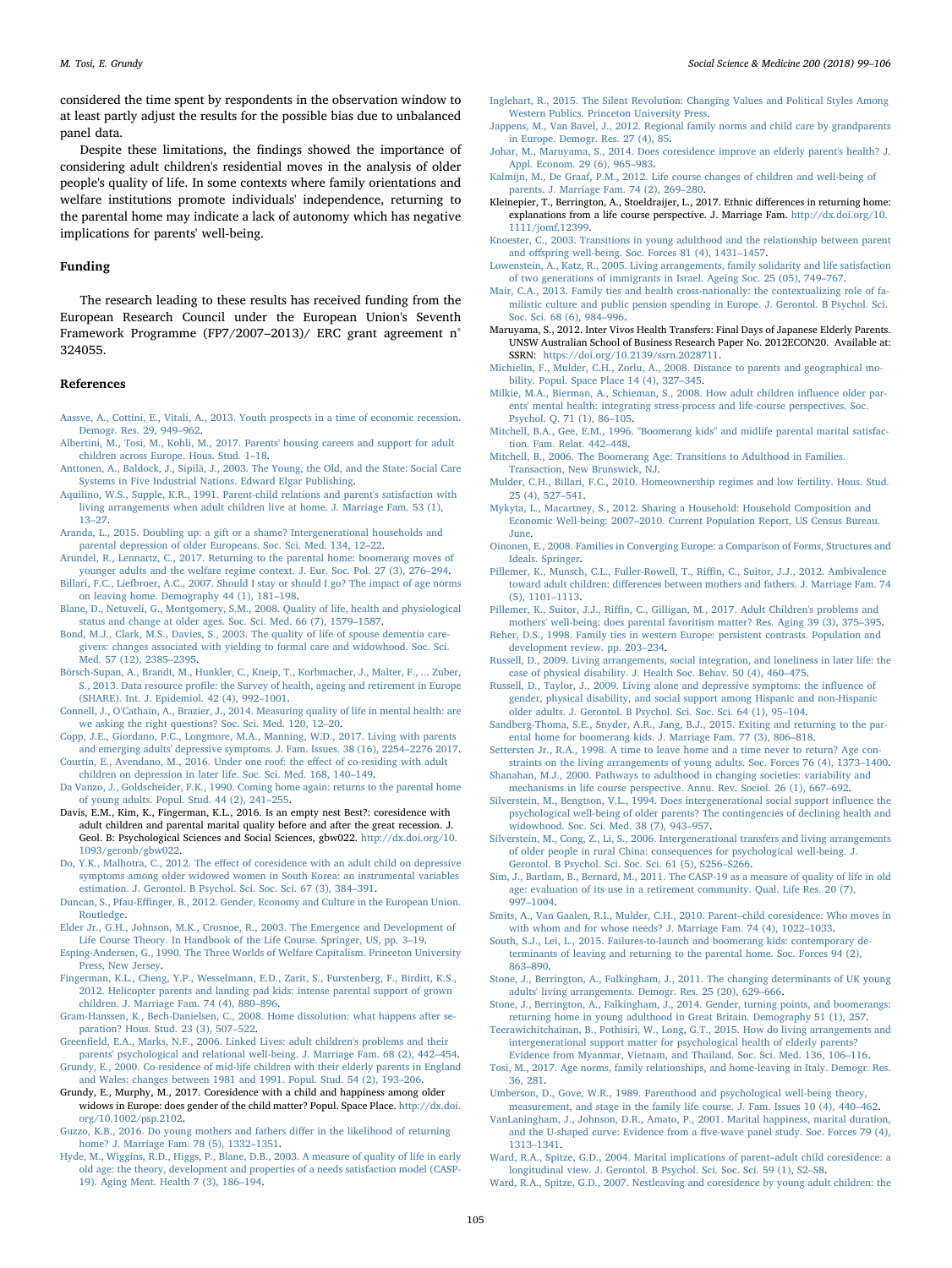considered the time spent by respondents in the observation window to at least partly adjust the results for the possible bias due to unbalanced panel data.

Despite these limitations, the findings showed the importance of considering adult children's residential moves in the analysis of older people's quality of life. In some contexts where family orientations and welfare institutions promote individuals' independence, returning to the parental home may indicate a lack of autonomy which has negative implications for parents' well-being.

## Funding

The research leading to these results has received funding from the European Research Council under the European Union's Seventh Framework Programme (FP7/2007–2013)/ ERC grant agreement n° 324055.

## References

Aassve, A., Cottini, E., Vitali, A., 2013. Youth prospects in a time of economic recession. Demogr. Res. 29, 949–962.

Albertini, M., Tosi, M., Kohli, M., 2017. Parents' housing careers and support for adult children across Europe. Hous. Stud. 1–18.

Anttonen, A., Baldock, J., Sipilä, J., 2003. The Young, the Old, and the State: Social Care Systems in Five Industrial Nations. Edward Elgar Publishing.

Aquilino, W.S., Supple, K.R., 1991. Parent-child relations and parent's satisfaction with living arrangements when adult children live at home. J. Marriage Fam. 53 (1), 13–27.

Aranda, L., 2015. Doubling up: a gift or a shame? Intergenerational households and parental depression of older Europeans. Soc. Sci. Med. 134, 12–22.

Arundel, R., Lennartz, C., 2017. Returning to the parental home: boomerang moves of younger adults and the welfare regime context. J. Eur. Soc. Pol. 27 (3), 276–294.

Billari, F.C., Liefbroer, A.C., 2007. Should I stay or should I go? The impact of age norms on leaving home. Demography 44 (1), 181–198.

Blane, D., Netuveli, G., Montgomery, S.M., 2008. Quality of life, health and physiological status and change at older ages. Soc. Sci. Med. 66 (7), 1579–1587.

Bond, M.J., Clark, M.S., Davies, S., 2003. The quality of life of spouse dementia caregivers: changes associated with yielding to formal care and widowhood. Soc. Sci. Med. 57 (12), 2385–2395.

Börsch-Supan, A., Brandt, M., Hunkler, C., Kneip, T., Korbmacher, J., Malter, F., ... Zuber, S., 2013. Data resource profile: the Survey of health, ageing and retirement in Europe (SHARE). Int. J. Epidemiol. 42 (4), 992–1001.

Connell, J., O'Cathain, A., Brazier, J., 2014. Measuring quality of life in mental health: are we asking the right questions? Soc. Sci. Med. 120, 12–20.

Copp, J.E., Giordano, P.C., Longmore, M.A., Manning, W.D., 2017. Living with parents and emerging adults' depressive symptoms. J. Fam. Issues. 38 (16), 2254–2276 2017.

Courtin, E., Avendano, M., 2016. Under one roof: the effect of co-residing with adult children on depression in later life. Soc. Sci. Med. 168, 140–149.

Da Vanzo, J., Goldscheider, F.K., 1990. Coming home again: returns to the parental home of young adults. Popul. Stud. 44 (2), 241–255.

Davis, E.M., Kim, K., Fingerman, K.L., 2016. Is an empty nest Best?: coresidence with adult children and parental marital quality before and after the great recession. J. Geol. B: Psychological Sciences and Social Sciences, gbw022. http://dx.doi.org/10.1093/geronb/gbw022.

Do, Y.K., Malhotra, C., 2012. The effect of coresidence with an adult child on depressive symptoms among older widowed women in South Korea: an instrumental variables estimation. J. Gerontol. B Psychol. Sci. Soc. Sci. 67 (3), 384–391.

Duncan, S., Pfau-Effinger, B., 2012. Gender, Economy and Culture in the European Union. Routledge.

Elder Jr., G.H., Johnson, M.K., Crosnoe, R., 2003. The Emergence and Development of Life Course Theory. In Handbook of the Life Course. Springer, US, pp. 3–19.

Esping-Andersen, G., 1990. The Three Worlds of Welfare Capitalism. Princeton University Press, New Jersey.

Fingerman, K.L., Cheng, Y.P., Wesselmann, E.D., Zarit, S., Furstenberg, F., Birditt, K.S., 2012. Helicopter parents and landing pad kids: intense parental support of grown children. J. Marriage Fam. 74 (4), 880–896.

Gram-Hanssen, K., Bech-Danielsen, C., 2008. Home dissolution: what happens after separation? Hous. Stud. 23 (3), 507–522.

Greenfield, E.A., Marks, N.F., 2006. Linked Lives: adult children's problems and their parents' psychological and relational well-being. J. Marriage Fam. 68 (2), 442–454.

Grundy, E., 2000. Co-residence of mid-life children with their elderly parents in England and Wales: changes between 1981 and 1991. Popul. Stud. 54 (2), 193–206.

Grundy, E., Murphy, M., 2017. Coresidence with a child and happiness among older widows in Europe: does gender of the child matter? Popul. Space Place. http://dx.doi.org/10.1002/psp.2102.

Guzzo, K.B., 2016. Do young mothers and fathers differ in the likelihood of returning home? J. Marriage Fam. 78 (5), 1332–1351.

Hyde, M., Wiggins, R.D., Higgs, P., Blane, D.B., 2003. A measure of quality of life in early old age: the theory, development and properties of a needs satisfaction model (CASP-19). Aging Ment. Health 7 (3), 186–194.

Inglehart, R., 2015. The Silent Revolution: Changing Values and Political Styles Among Western Publics. Princeton University Press.

Jappens, M., Van Bavel, J., 2012. Regional family norms and child care by grandparents in Europe. Demogr. Res. 27 (4), 85.

Johar, M., Maruyama, S., 2014. Does coresidence improve an elderly parent's health? J. Appl. Econom. 29 (6), 965–983.

Kalmijn, M., De Graaf, P.M., 2012. Life course changes of children and well-being of parents. J. Marriage Fam. 74 (2), 269–280.

Kleinepier, T., Berrington, A., Stoeldraijer, L., 2017. Ethnic differences in returning home: explanations from a life course perspective. J. Marriage Fam. http://dx.doi.org/10.1111/jomf.12399.

Knoester, C., 2003. Transitions in young adulthood and the relationship between parent and offspring well-being. Soc. Forces 81 (4), 1431–1457.

Lowenstein, A., Katz, R., 2005. Living arrangements, family solidarity and life satisfaction of two generations of immigrants in Israel. Ageing Soc. 25 (05), 749–767.

Mair, C.A., 2013. Family ties and health cross-nationally: the contextualizing role of familistic culture and public pension spending in Europe. J. Gerontol. B Psychol. Sci. Soc. Sci. 68 (6), 984–996.

Maruyama, S., 2012. Inter Vivos Health Transfers: Final Days of Japanese Elderly Parents. UNSW Australian School of Business Research Paper No. 2012ECON20. Available at: SSRN: https://doi.org/10.2139/ssrn.2028711.

Michielin, F., Mulder, C.H., Zorlu, A., 2008. Distance to parents and geographical mobility. Popul. Space Place 14 (4), 327–345.

Milkie, M.A., Bierman, A., Schieman, S., 2008. How adult children influence older parents' mental health: integrating stress-process and life-course perspectives. Soc. Psychol. Q. 71 (1), 86–105.

Mitchell, B.A., Gee, E.M., 1996. "Boomerang kids" and midlife parental marital satisfaction. Fam. Relat. 442–448.

Mitchell, B., 2006. The Boomerang Age: Transitions to Adulthood in Families. Transaction, New Brunswick, NJ.

Mulder, C.H., Billari, F.C., 2010. Homeownership regimes and low fertility. Hous. Stud. 25 (4), 527–541.

Mykyta, L., Macartney, S., 2012. Sharing a Household: Household Composition and Economic Well-being: 2007–2010. Current Population Report, US Census Bureau. June.

Oinonen, E., 2008. Families in Converging Europe: a Comparison of Forms, Structures and Ideals. Springer.

Pillemer, K., Munsch, C.L., Fuller-Rowell, T., Riffin, C., Suitor, J.J., 2012. Ambivalence toward adult children: differences between mothers and fathers. J. Marriage Fam. 74 (5), 1101–1113.

Pillemer, K., Suitor, J.J., Riffin, C., Gilligan, M., 2017. Adult Children's problems and mothers' well-being: does parental favoritism matter? Res. Aging 39 (3), 375–395.

Reher, D.S., 1998. Family ties in western Europe: persistent contrasts. Population and development review. pp. 203–234.

Russell, D., 2009. Living arrangements, social integration, and loneliness in later life: the case of physical disability. J. Health Soc. Behav. 50 (4), 460–475.

Russell, D., Taylor, J., 2009. Living alone and depressive symptoms: the influence of gender, physical disability, and social support among Hispanic and non-Hispanic older adults. J. Gerontol. B Psychol. Sci. Soc. Sci. 64 (1), 95–104.

Sandberg-Thoma, S.E., Snyder, A.R., Jang, B.J., 2015. Exiting and returning to the parental home for boomerang kids. J. Marriage Fam. 77 (3), 806–818.

Settersten Jr., R.A., 1998. A time to leave home and a time never to return? Age constraints on the living arrangements of young adults. Soc. Forces 76 (4), 1373–1400.

Shanahan, M.J., 2000. Pathways to adulthood in changing societies: variability and mechanisms in life course perspective. Annu. Rev. Sociol. 26 (1), 667–692.

Silverstein, M., Bengtson, V.L., 1994. Does intergenerational social support influence the psychological well-being of older parents? The contingencies of declining health and widowhood. Soc. Sci. Med. 38 (7), 943–957.

Silverstein, M., Cong, Z., Li, S., 2006. Intergenerational transfers and living arrangements of older people in rural China: consequences for psychological well-being. J. Gerontol. B Psychol. Sci. Soc. Sci. 61 (5), S256–S266.

Sim, J., Bartlam, B., Bernard, M., 2011. The CASP-19 as a measure of quality of life in old age: evaluation of its use in a retirement community. Qual. Life Res. 20 (7), 997–1004.

Smits, A., Van Gaalen, R.I., Mulder, C.H., 2010. Parent–child coresidence: Who moves in with whom and for whose needs? J. Marriage Fam. 74 (4), 1022–1033.

South, S.J., Lei, L., 2015. Failures-to-launch and boomerang kids: contemporary determinants of leaving and returning to the parental home. Soc. Forces 94 (2), 863–890.

Stone, J., Berrington, A., Falkingham, J., 2011. The changing determinants of UK young adults' living arrangements. Demogr. Res. 25 (20), 629–666.

Stone, J., Berrington, A., Falkingham, J., 2014. Gender, turning points, and boomerangs: returning home in young adulthood in Great Britain. Demography 51 (1), 257.

Teerawichitchainan, B., Pothisiri, W., Long, G.T., 2015. How do living arrangements and intergenerational support matter for psychological health of elderly parents? Evidence from Myanmar, Vietnam, and Thailand. Soc. Sci. Med. 136, 106–116.

Tosi, M., 2017. Age norms, family relationships, and home-leaving in Italy. Demogr. Res. 36, 281.

Umberson, D., Gove, W.R., 1989. Parenthood and psychological well-being theory, measurement, and stage in the family life course. J. Fam. Issues 10 (4), 440–462.

VanLaningham, J., Johnson, D.R., Amato, P., 2001. Marital happiness, marital duration, and the U-shaped curve: Evidence from a five-wave panel study. Soc. Forces 79 (4), 1313–1341.

Ward, R.A., Spitze, G.D., 2004. Marital implications of parent–adult child coresidence: a longitudinal view. J. Gerontol. B Psychol. Sci. Soc. Sci. 59 (1), S2–S8.

Ward, R.A., Spitze, G.D., 2007. Nestleaving and coresidence by young adult children: the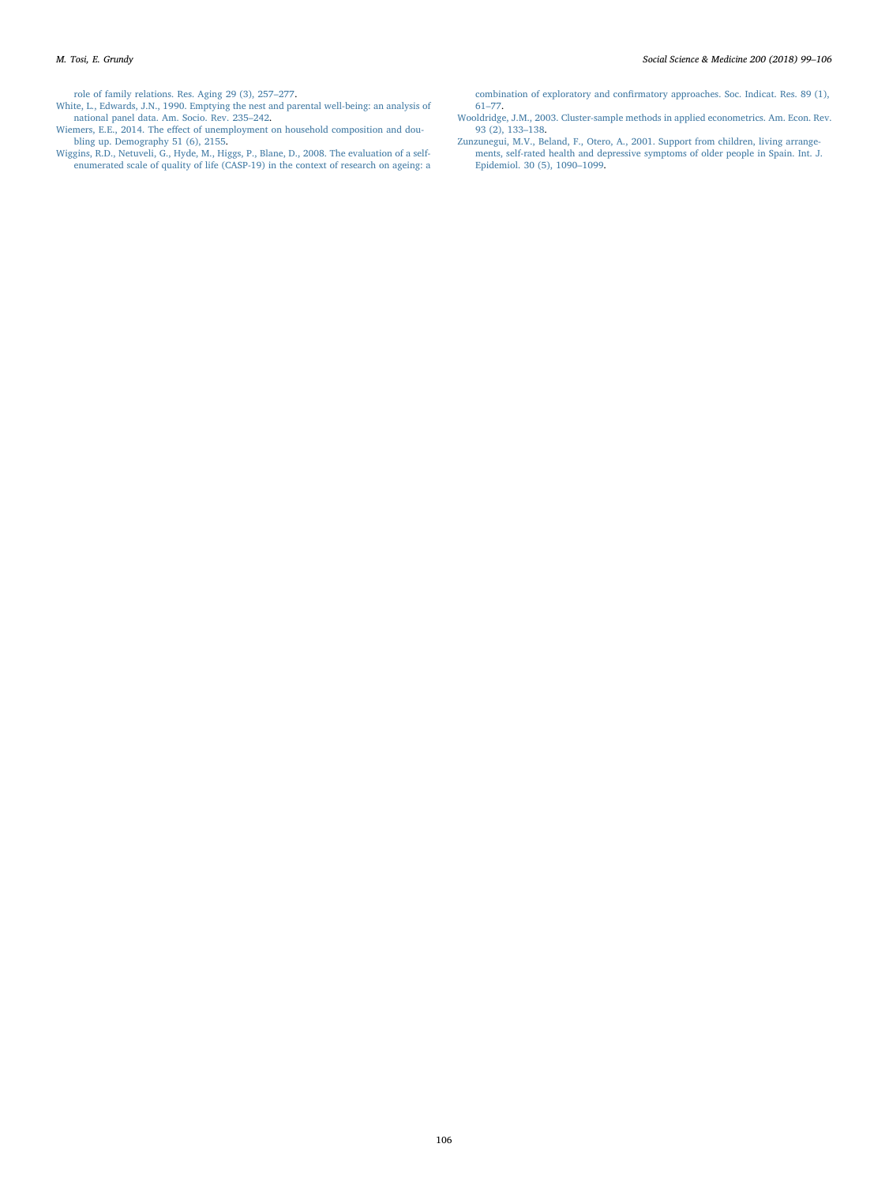role of family relations. Res. Aging 29 (3), 257–277.

White, L., Edwards, J.N., 1990. Emptying the nest and parental well-being: an analysis of national panel data. Am. Socio. Rev. 235–242.

Wiemers, E.E., 2014. The effect of unemployment on household composition and doubling up. Demography 51 (6), 2155.

Wiggins, R.D., Netuveli, G., Hyde, M., Higgs, P., Blane, D., 2008. The evaluation of a self-enumerated scale of quality of life (CASP-19) in the context of research on ageing: a combination of exploratory and confirmatory approaches. Soc. Indicat. Res. 89 (1), 61–77.

Wooldridge, J.M., 2003. Cluster-sample methods in applied econometrics. Am. Econ. Rev. 93 (2), 133–138.

Zunzunegui, M.V., Beland, F., Otero, A., 2001. Support from children, living arrangements, self-rated health and depressive symptoms of older people in Spain. Int. J. Epidemiol. 30 (5), 1090–1099.